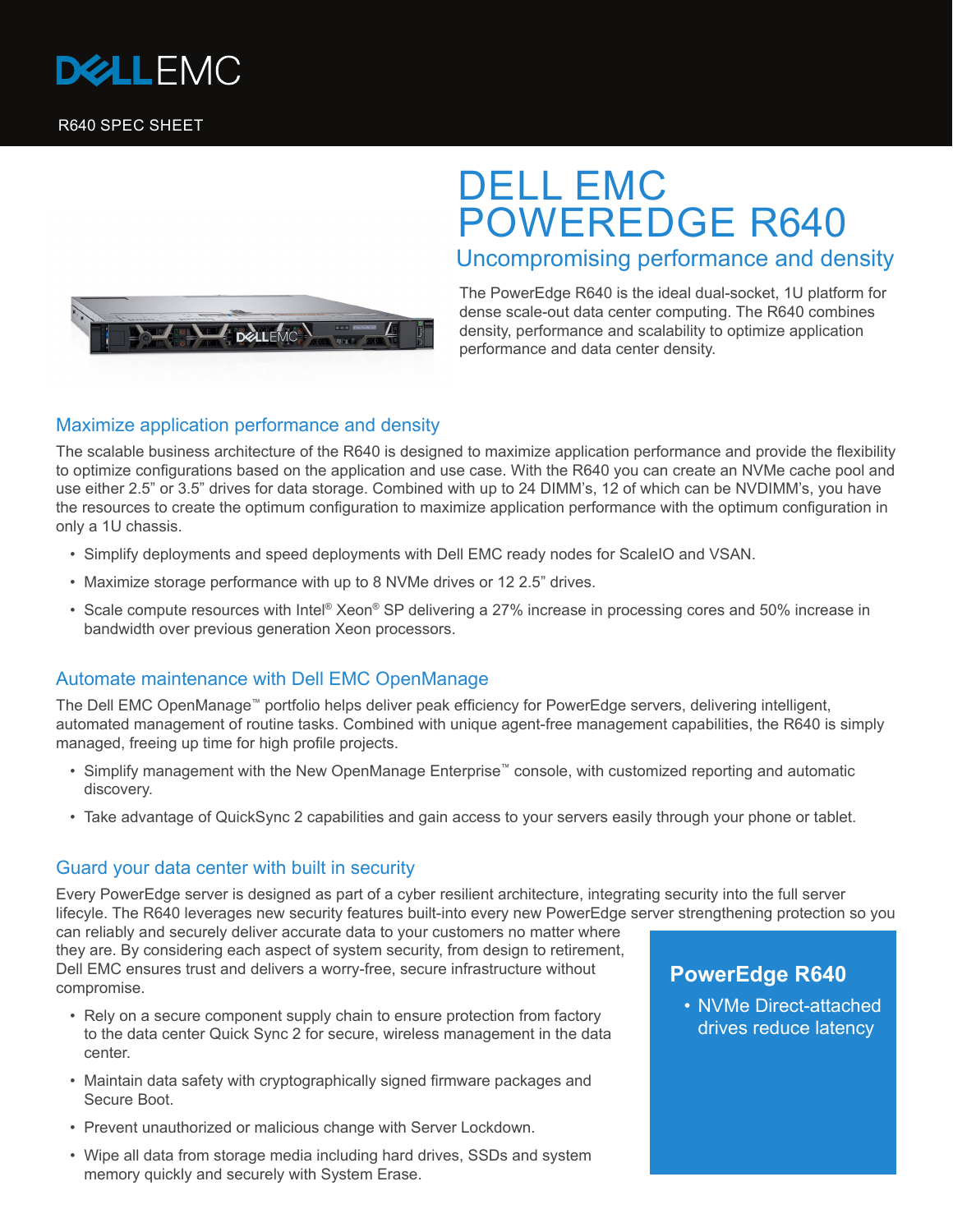DELL EMC

R640 SPEC SHEET

# DELL EMC POWEREDGE R640

## Uncompromising performance and density

The PowerEdge R640 is the ideal dual-socket, 1U platform for dense scale-out data center computing. The R640 combines density, performance and scalability to optimize application performance and data center density.

### Maximize application performance and density

The scalable business architecture of the R640 is designed to maximize application performance and provide the flexibility to optimize configurations based on the application and use case. With the R640 you can create an NVMe cache pool and use either 2.5" or 3.5" drives for data storage. Combined with up to 24 DIMM's, 12 of which can be NVDIMM's, you have the resources to create the optimum configuration to maximize application performance with the optimum configuration in only a 1U chassis.

- Simplify deployments and speed deployments with Dell EMC ready nodes for ScaleIO and VSAN.
- Maximize storage performance with up to 8 NVMe drives or 12 2.5" drives.
- Scale compute resources with Intel® Xeon® SP delivering a 27% increase in processing cores and 50% increase in bandwidth over previous generation Xeon processors.

### Automate maintenance with Dell EMC OpenManage

The Dell EMC OpenManage™ portfolio helps deliver peak efficiency for PowerEdge servers, delivering intelligent, automated management of routine tasks. Combined with unique agent-free management capabilities, the R640 is simply managed, freeing up time for high profile projects.

- Simplify management with the New OpenManage Enterprise™ console, with customized reporting and automatic discovery.
- Take advantage of QuickSync 2 capabilities and gain access to your servers easily through your phone or tablet.

### Guard your data center with built in security

Every PowerEdge server is designed as part of a cyber resilient architecture, integrating security into the full server lifecycle. The R640 leverages new security features built-into every new PowerEdge server strengthening protection so you can reliably and securely deliver accurate data to your customers no matter where they are. By considering each aspect of system security, from design to retirement, Dell EMC ensures trust and delivers a worry-free, secure infrastructure without compromise.

- Rely on a secure component supply chain to ensure protection from factory to the data center Quick Sync 2 for secure, wireless management in the data center.
- Maintain data safety with cryptographically signed firmware packages and Secure Boot.
- Prevent unauthorized or malicious change with Server Lockdown.
- Wipe all data from storage media including hard drives, SSDs and system memory quickly and securely with System Erase.

**PowerEdge R640**

- NVMe Direct-attached drives reduce latency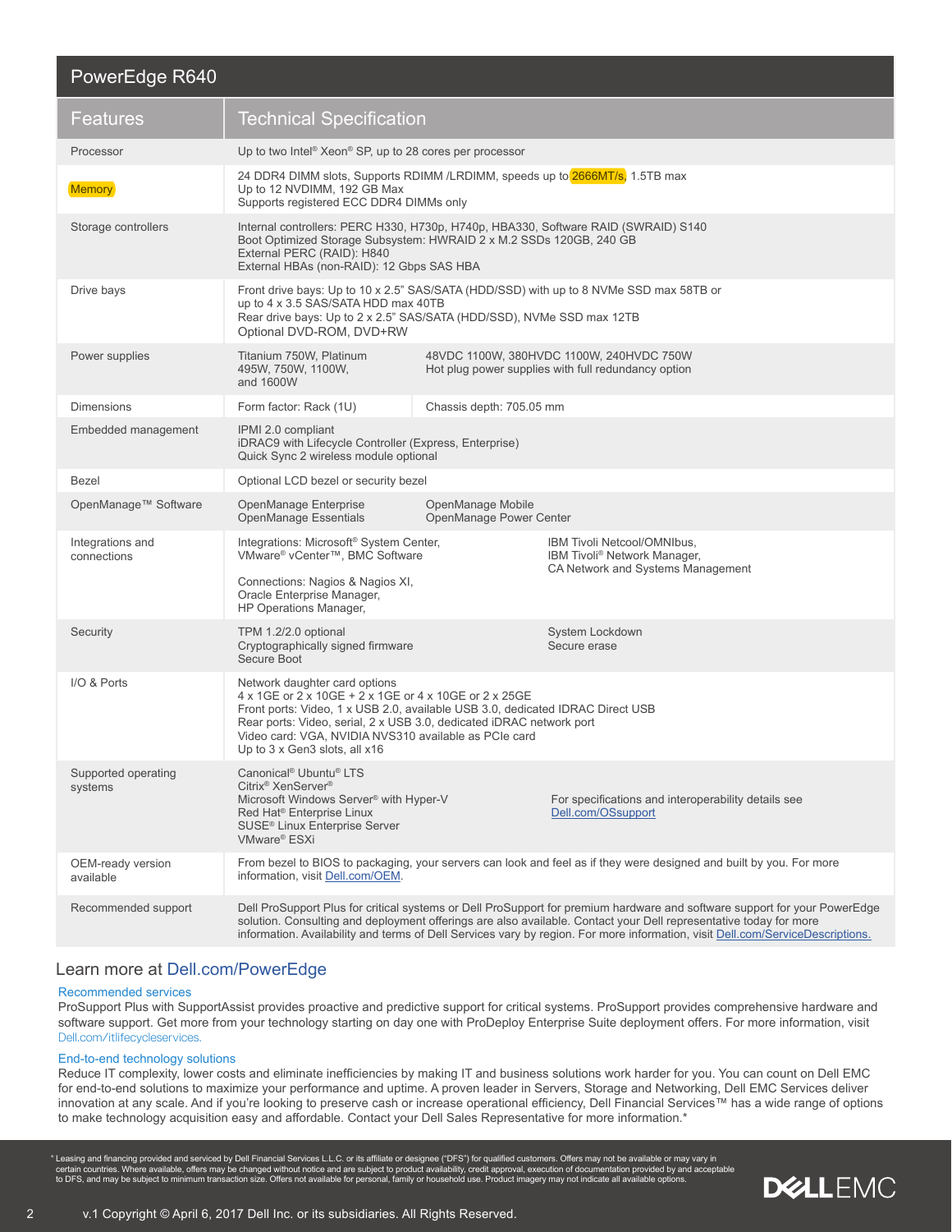## PowerEdge R640

| Features | Technical Specification | | |
|---|---|---|---|
| Processor | Up to two Intel® Xeon® SP, up to 28 cores per processor | | |
| Memory | 24 DDR4 DIMM slots, Supports RDIMM /LRDIMM, speeds up to 2666MT/s, 1.5TB max<br>Up to 12 NVDIMM, 192 GB Max<br>Supports registered ECC DDR4 DIMMs only | | |
| Storage controllers | Internal controllers: PERC H330, H730p, H740p, HBA330, Software RAID (SWRAID) S140<br>Boot Optimized Storage Subsystem: HWRAID 2 x M.2 SSDs 120GB, 240 GB<br>External PERC (RAID): H840<br>External HBAs (non-RAID): 12 Gbps SAS HBA | | |
| Drive bays | Front drive bays: Up to 10 x 2.5" SAS/SATA (HDD/SSD) with up to 8 NVMe SSD max 58TB or up to 4 x 3.5 SAS/SATA HDD max 40TB<br>Rear drive bays: Up to 2 x 2.5" SAS/SATA (HDD/SSD), NVMe SSD max 12TB<br>Optional DVD-ROM, DVD+RW | | |
| Power supplies | Titanium 750W, Platinum 495W, 750W, 1100W, and 1600W | 48VDC 1100W, 380HVDC 1100W, 240HVDC 750W<br>Hot plug power supplies with full redundancy option | |
| Dimensions | Form factor: Rack (1U) | Chassis depth: 705.05 mm | |
| Embedded management | IPMI 2.0 compliant<br>iDRAC9 with Lifecycle Controller (Express, Enterprise)<br>Quick Sync 2 wireless module optional | | |
| Bezel | Optional LCD bezel or security bezel | | |
| OpenManage™ Software | OpenManage Enterprise<br>OpenManage Essentials | OpenManage Mobile<br>OpenManage Power Center | |
| Integrations and connections | Integrations: Microsoft® System Center, VMware® vCenter™, BMC Software<br><br>Connections: Nagios & Nagios XI, Oracle Enterprise Manager, HP Operations Manager, | | IBM Tivoli Netcool/OMNIbus, IBM Tivoli® Network Manager, CA Network and Systems Management |
| Security | TPM 1.2/2.0 optional<br>Cryptographically signed firmware<br>Secure Boot | | System Lockdown<br>Secure erase |
| I/O & Ports | Network daughter card options<br>4 x 1GE or 2 x 10GE + 2 x 1GE or 4 x 10GE or 2 x 25GE<br>Front ports: Video, 1 x USB 2.0, available USB 3.0, dedicated IDRAC Direct USB<br>Rear ports: Video, serial, 2 x USB 3.0, dedicated iDRAC network port<br>Video card: VGA, NVIDIA NVS310 available as PCIe card<br>Up to 3 x Gen3 slots, all x16 | | |
| Supported operating systems | Canonical® Ubuntu® LTS<br>Citrix® XenServer®<br>Microsoft Windows Server® with Hyper-V<br>Red Hat® Enterprise Linux<br>SUSE® Linux Enterprise Server<br>VMware® ESXi | | For specifications and interoperability details see Dell.com/OSsupport |
| OEM-ready version available | From bezel to BIOS to packaging, your servers can look and feel as if they were designed and built by you. For more information, visit Dell.com/OEM. | | |
| Recommended support | Dell ProSupport Plus for critical systems or Dell ProSupport for premium hardware and software support for your PowerEdge solution. Consulting and deployment offerings are also available. Contact your Dell representative today for more information. Availability and terms of Dell Services vary by region. For more information, visit Dell.com/ServiceDescriptions. | | |

## Learn more at Dell.com/PowerEdge

### Recommended services

ProSupport Plus with SupportAssist provides proactive and predictive support for critical systems. ProSupport provides comprehensive hardware and software support. Get more from your technology starting on day one with ProDeploy Enterprise Suite deployment offers. For more information, visit Dell.com/itlifecycleservices.

### End-to-end technology solutions

Reduce IT complexity, lower costs and eliminate inefficiencies by making IT and business solutions work harder for you. You can count on Dell EMC for end-to-end solutions to maximize your performance and uptime. A proven leader in Servers, Storage and Networking, Dell EMC Services deliver innovation at any scale. And if you're looking to preserve cash or increase operational efficiency, Dell Financial Services™ has a wide range of options to make technology acquisition easy and affordable. Contact your Dell Sales Representative for more information.*

* Leasing and financing provided and serviced by Dell Financial Services L.L.C. or its affiliate or designee ("DFS") for qualified customers. Offers may not be available or may vary in certain countries. Where available, offers may be changed without notice and are subject to product availability, credit approval, execution of documentation provided by and acceptable to DFS, and may be subject to minimum transaction size. Offers not available for personal, family or household use. Product imagery may not indicate all available options.

DELL EMC

v.1 Copyright © April 6, 2017 Dell Inc. or its subsidiaries. All Rights Reserved.